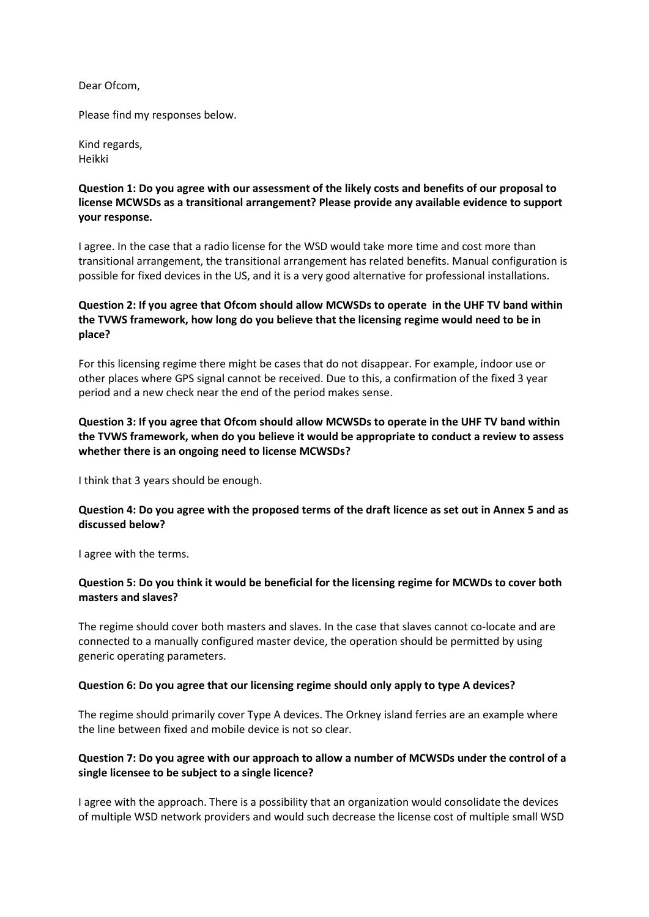Dear Ofcom,

Please find my responses below.

Kind regards,
Heikki

**Question 1: Do you agree with our assessment of the likely costs and benefits of our proposal to license MCWSDs as a transitional arrangement? Please provide any available evidence to support your response.**

I agree. In the case that a radio license for the WSD would take more time and cost more than transitional arrangement, the transitional arrangement has related benefits. Manual configuration is possible for fixed devices in the US, and it is a very good alternative for professional installations.

**Question 2: If you agree that Ofcom should allow MCWSDs to operate in the UHF TV band within the TVWS framework, how long do you believe that the licensing regime would need to be in place?**

For this licensing regime there might be cases that do not disappear. For example, indoor use or other places where GPS signal cannot be received. Due to this, a confirmation of the fixed 3 year period and a new check near the end of the period makes sense.

**Question 3: If you agree that Ofcom should allow MCWSDs to operate in the UHF TV band within the TVWS framework, when do you believe it would be appropriate to conduct a review to assess whether there is an ongoing need to license MCWSDs?**

I think that 3 years should be enough.

**Question 4: Do you agree with the proposed terms of the draft licence as set out in Annex 5 and as discussed below?**

I agree with the terms.

**Question 5: Do you think it would be beneficial for the licensing regime for MCWDs to cover both masters and slaves?**

The regime should cover both masters and slaves. In the case that slaves cannot co-locate and are connected to a manually configured master device, the operation should be permitted by using generic operating parameters.

**Question 6: Do you agree that our licensing regime should only apply to type A devices?**

The regime should primarily cover Type A devices. The Orkney island ferries are an example where the line between fixed and mobile device is not so clear.

**Question 7: Do you agree with our approach to allow a number of MCWSDs under the control of a single licensee to be subject to a single licence?**

I agree with the approach. There is a possibility that an organization would consolidate the devices of multiple WSD network providers and would such decrease the license cost of multiple small WSD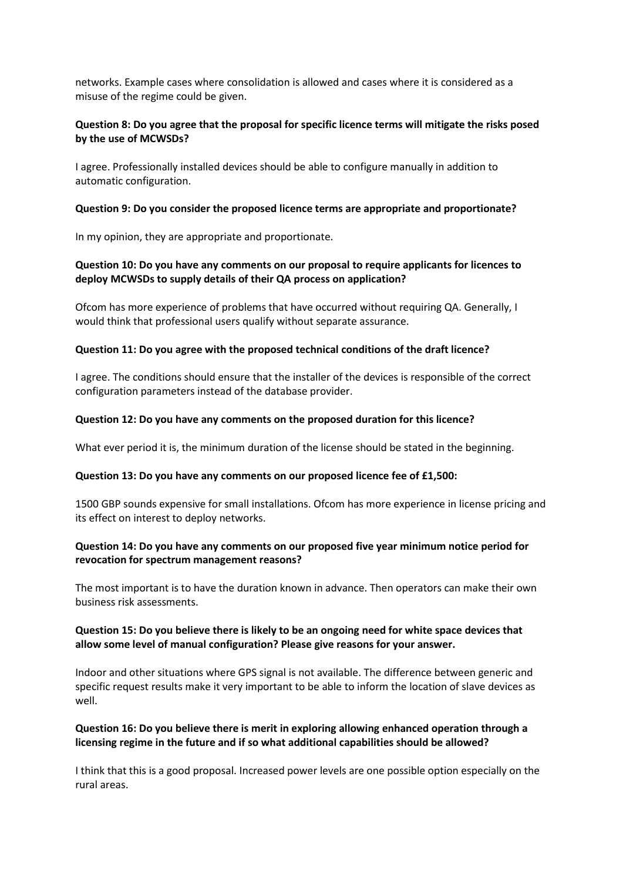networks. Example cases where consolidation is allowed and cases where it is considered as a misuse of the regime could be given.

**Question 8: Do you agree that the proposal for specific licence terms will mitigate the risks posed by the use of MCWSDs?**

I agree. Professionally installed devices should be able to configure manually in addition to automatic configuration.

**Question 9: Do you consider the proposed licence terms are appropriate and proportionate?**

In my opinion, they are appropriate and proportionate.

**Question 10: Do you have any comments on our proposal to require applicants for licences to deploy MCWSDs to supply details of their QA process on application?**

Ofcom has more experience of problems that have occurred without requiring QA. Generally, I would think that professional users qualify without separate assurance.

**Question 11: Do you agree with the proposed technical conditions of the draft licence?**

I agree. The conditions should ensure that the installer of the devices is responsible of the correct configuration parameters instead of the database provider.

**Question 12: Do you have any comments on the proposed duration for this licence?**

What ever period it is, the minimum duration of the license should be stated in the beginning.

**Question 13: Do you have any comments on our proposed licence fee of £1,500:**

1500 GBP sounds expensive for small installations. Ofcom has more experience in license pricing and its effect on interest to deploy networks.

**Question 14: Do you have any comments on our proposed five year minimum notice period for revocation for spectrum management reasons?**

The most important is to have the duration known in advance. Then operators can make their own business risk assessments.

**Question 15: Do you believe there is likely to be an ongoing need for white space devices that allow some level of manual configuration? Please give reasons for your answer.**

Indoor and other situations where GPS signal is not available. The difference between generic and specific request results make it very important to be able to inform the location of slave devices as well.

**Question 16: Do you believe there is merit in exploring allowing enhanced operation through a licensing regime in the future and if so what additional capabilities should be allowed?**

I think that this is a good proposal. Increased power levels are one possible option especially on the rural areas.